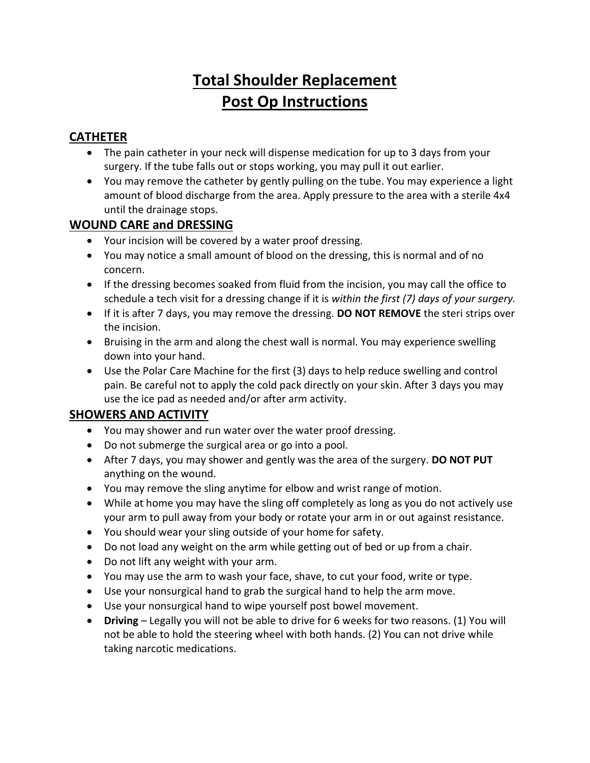# Total Shoulder Replacement
# Post Op Instructions

## CATHETER

- The pain catheter in your neck will dispense medication for up to 3 days from your surgery. If the tube falls out or stops working, you may pull it out earlier.
- You may remove the catheter by gently pulling on the tube. You may experience a light amount of blood discharge from the area. Apply pressure to the area with a sterile 4x4 until the drainage stops.

## WOUND CARE and DRESSING

- Your incision will be covered by a water proof dressing.
- You may notice a small amount of blood on the dressing, this is normal and of no concern.
- If the dressing becomes soaked from fluid from the incision, you may call the office to schedule a tech visit for a dressing change if it is *within the first (7) days of your surgery.*
- If it is after 7 days, you may remove the dressing. **DO NOT REMOVE** the steri strips over the incision.
- Bruising in the arm and along the chest wall is normal. You may experience swelling down into your hand.
- Use the Polar Care Machine for the first (3) days to help reduce swelling and control pain. Be careful not to apply the cold pack directly on your skin. After 3 days you may use the ice pad as needed and/or after arm activity.

## SHOWERS AND ACTIVITY

- You may shower and run water over the water proof dressing.
- Do not submerge the surgical area or go into a pool.
- After 7 days, you may shower and gently was the area of the surgery. **DO NOT PUT** anything on the wound.
- You may remove the sling anytime for elbow and wrist range of motion.
- While at home you may have the sling off completely as long as you do not actively use your arm to pull away from your body or rotate your arm in or out against resistance.
- You should wear your sling outside of your home for safety.
- Do not load any weight on the arm while getting out of bed or up from a chair.
- Do not lift any weight with your arm.
- You may use the arm to wash your face, shave, to cut your food, write or type.
- Use your nonsurgical hand to grab the surgical hand to help the arm move.
- Use your nonsurgical hand to wipe yourself post bowel movement.
- **Driving** – Legally you will not be able to drive for 6 weeks for two reasons. (1) You will not be able to hold the steering wheel with both hands. (2) You can not drive while taking narcotic medications.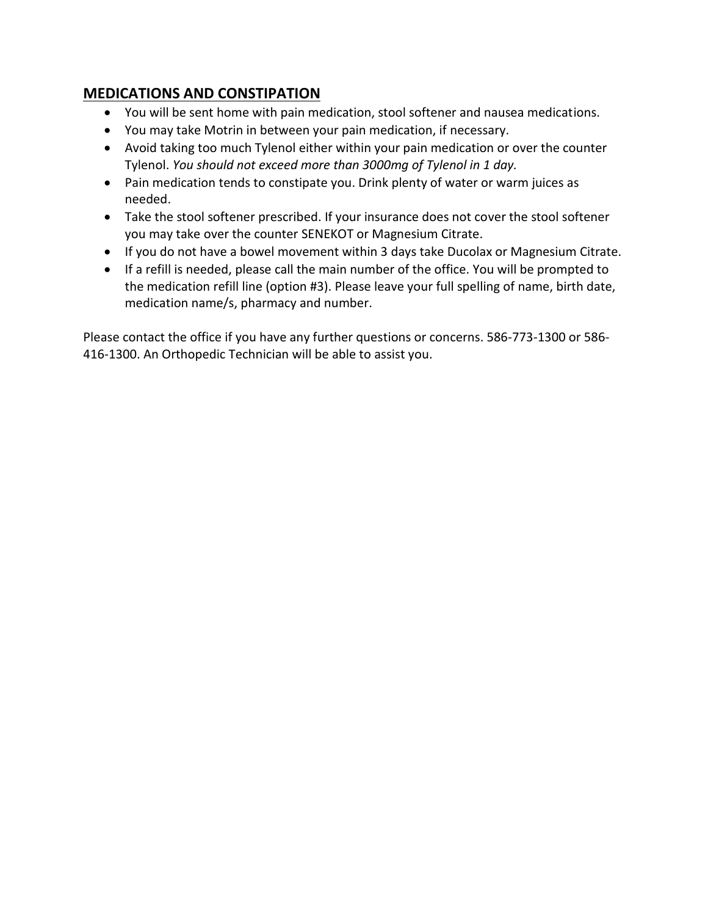## MEDICATIONS AND CONSTIPATION

- You will be sent home with pain medication, stool softener and nausea medications.
- You may take Motrin in between your pain medication, if necessary.
- Avoid taking too much Tylenol either within your pain medication or over the counter Tylenol. *You should not exceed more than 3000mg of Tylenol in 1 day.*
- Pain medication tends to constipate you. Drink plenty of water or warm juices as needed.
- Take the stool softener prescribed. If your insurance does not cover the stool softener you may take over the counter SENEKOT or Magnesium Citrate.
- If you do not have a bowel movement within 3 days take Ducolax or Magnesium Citrate.
- If a refill is needed, please call the main number of the office. You will be prompted to the medication refill line (option #3). Please leave your full spelling of name, birth date, medication name/s, pharmacy and number.

Please contact the office if you have any further questions or concerns. 586-773-1300 or 586-416-1300. An Orthopedic Technician will be able to assist you.